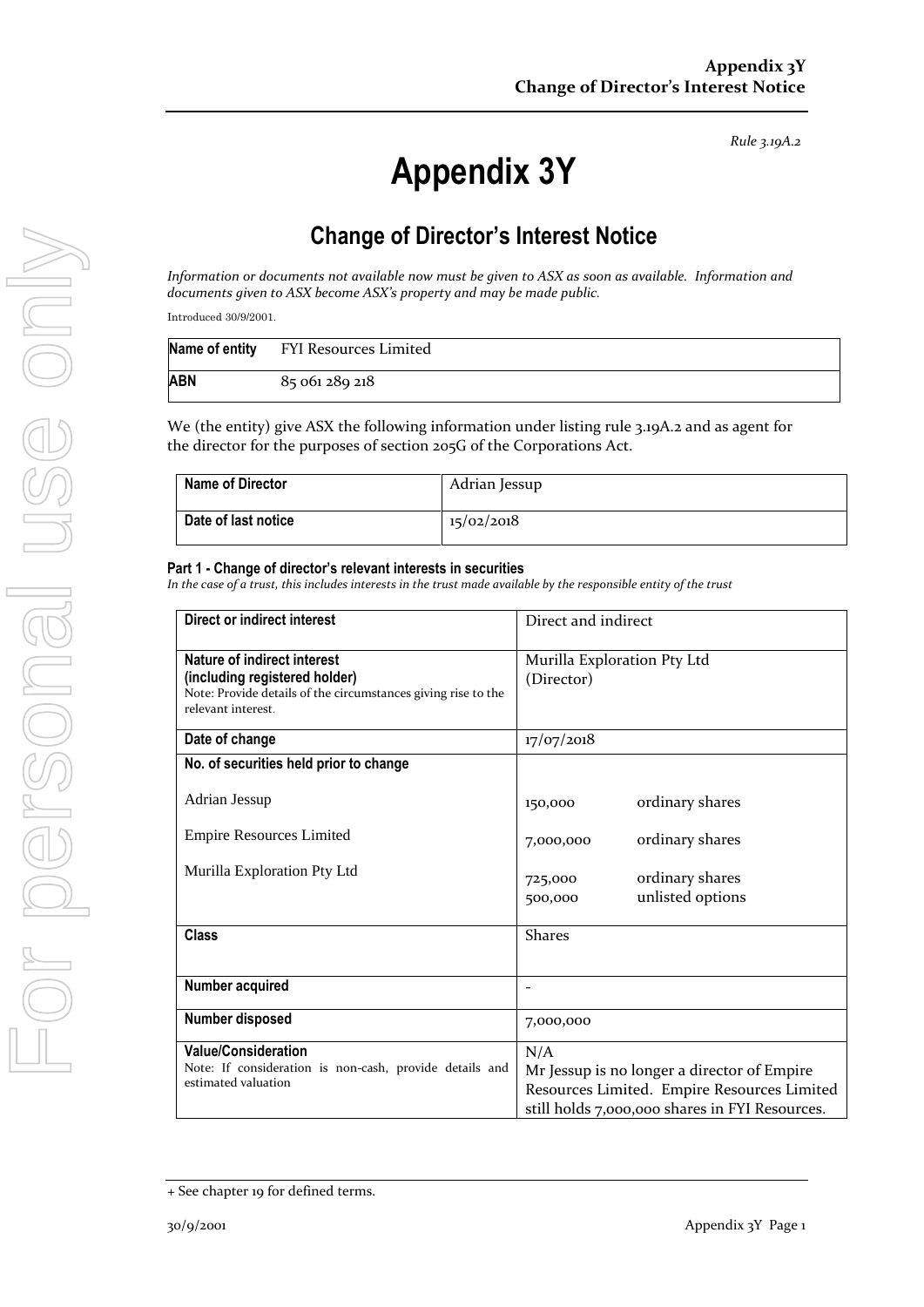*Rule 3.19A.2*

# Appendix 3Y

## Change of Director's Interest Notice

*Information or documents not available now must be given to ASX as soon as available. Information and documents given to ASX become ASX's property and may be made public.*

Introduced 30/9/2001.

| Name of entity | FYI Resources Limited |
|---|---|
| **ABN** | 85 061 289 218 |

We (the entity) give ASX the following information under listing rule 3.19A.2 and as agent for the director for the purposes of section 205G of the Corporations Act.

| Name of Director | Adrian Jessup |
|---|---|
| **Date of last notice** | 15/02/2018 |

#### Part 1 - Change of director's relevant interests in securities

*In the case of a trust, this includes interests in the trust made available by the responsible entity of the trust*

| Direct or indirect interest | Direct and indirect |
|---|---|
| **Nature of indirect interest (including registered holder)**<br>Note: Provide details of the circumstances giving rise to the relevant interest. | Murilla Exploration Pty Ltd (Director) |
| **Date of change** | 17/07/2018 |
| **No. of securities held prior to change**<br>Adrian Jessup<br>Empire Resources Limited<br>Murilla Exploration Pty Ltd | <br>150,000 ordinary shares<br>7,000,000 ordinary shares<br>725,000 ordinary shares<br>500,000 unlisted options |
| **Class** | Shares |
| **Number acquired** | - |
| **Number disposed** | 7,000,000 |
| **Value/Consideration**<br>Note: If consideration is non-cash, provide details and estimated valuation | N/A<br>Mr Jessup is no longer a director of Empire Resources Limited. Empire Resources Limited still holds 7,000,000 shares in FYI Resources. |

+ See chapter 19 for defined terms.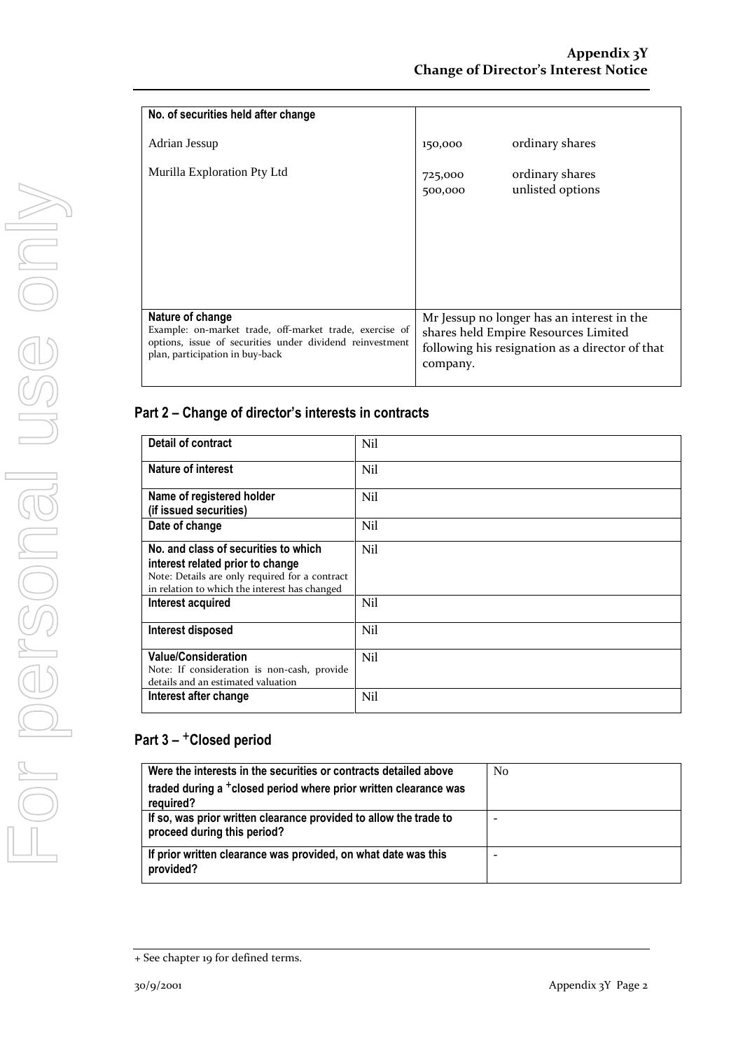| | |
|---|---|
| **No. of securities held after change** | |
| Adrian Jessup | 150,000 ordinary shares |
| Murilla Exploration Pty Ltd | 725,000 ordinary shares<br>500,000 unlisted options |
| **Nature of change**<br>Example: on-market trade, off-market trade, exercise of options, issue of securities under dividend reinvestment plan, participation in buy-back | Mr Jessup no longer has an interest in the shares held Empire Resources Limited following his resignation as a director of that company. |

## Part 2 – Change of director's interests in contracts

| | |
|---|---|
| **Detail of contract** | Nil |
| **Nature of interest** | Nil |
| **Name of registered holder (if issued securities)** | Nil |
| **Date of change** | Nil |
| **No. and class of securities to which interest related prior to change**<br>Note: Details are only required for a contract in relation to which the interest has changed | Nil |
| **Interest acquired** | Nil |
| **Interest disposed** | Nil |
| **Value/Consideration**<br>Note: If consideration is non-cash, provide details and an estimated valuation | Nil |
| **Interest after change** | Nil |

## Part 3 – +Closed period

| | |
|---|---|
| **Were the interests in the securities or contracts detailed above traded during a +closed period where prior written clearance was required?** | No |
| **If so, was prior written clearance provided to allow the trade to proceed during this period?** | - |
| **If prior written clearance was provided, on what date was this provided?** | - |

+ See chapter 19 for defined terms.